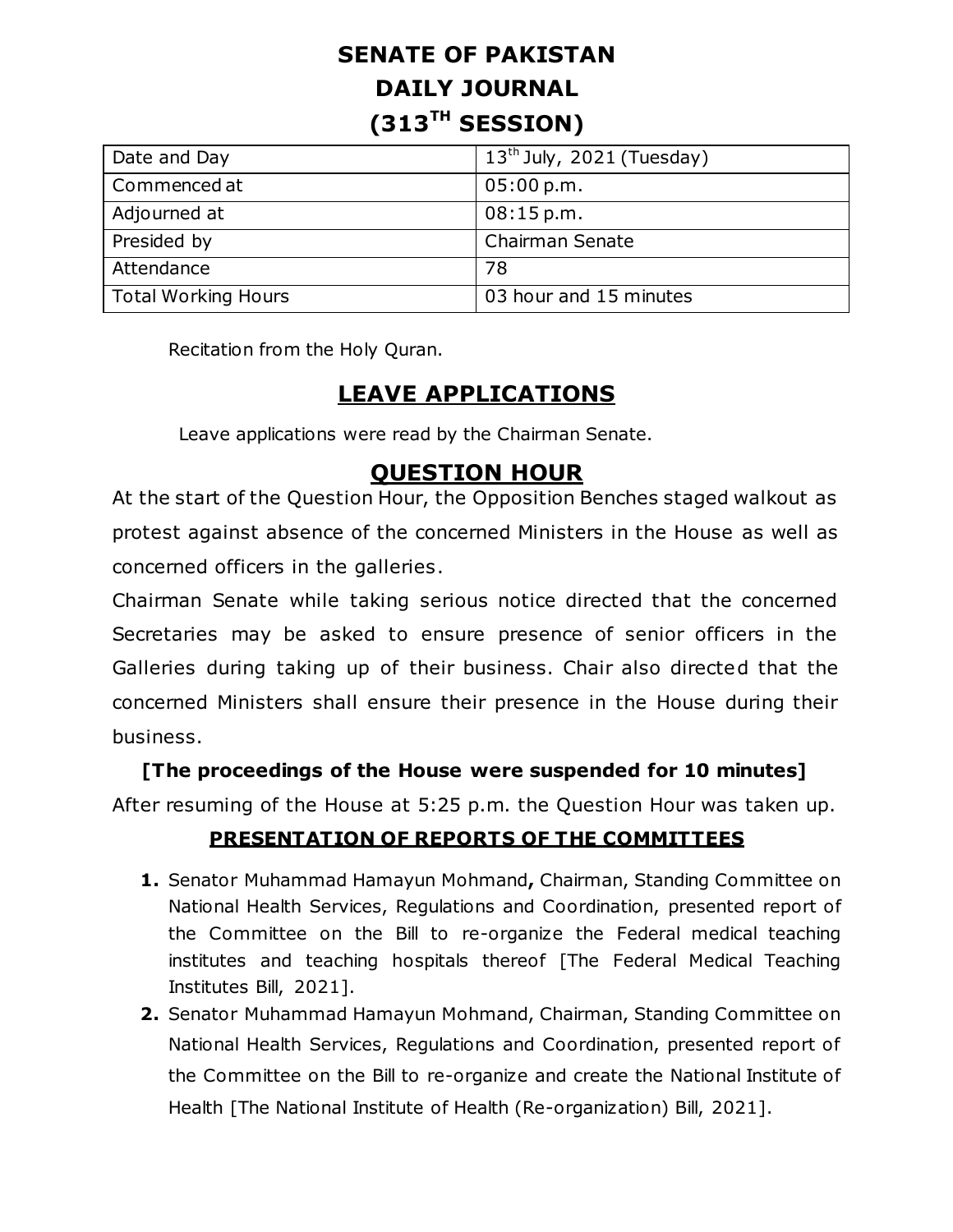# SENATE OF PAKISTAN
# DAILY JOURNAL
# (313TH SESSION)

| Date and Day | 13th July, 2021 (Tuesday) |
|---|---|
| Commenced at | 05:00 p.m. |
| Adjourned at | 08:15 p.m. |
| Presided by | Chairman Senate |
| Attendance | 78 |
| Total Working Hours | 03 hour and 15 minutes |

Recitation from the Holy Quran.

## LEAVE APPLICATIONS

Leave applications were read by the Chairman Senate.

## QUESTION HOUR

At the start of the Question Hour, the Opposition Benches staged walkout as protest against absence of the concerned Ministers in the House as well as concerned officers in the galleries.

Chairman Senate while taking serious notice directed that the concerned Secretaries may be asked to ensure presence of senior officers in the Galleries during taking up of their business. Chair also directed that the concerned Ministers shall ensure their presence in the House during their business.

**[The proceedings of the House were suspended for 10 minutes]**

After resuming of the House at 5:25 p.m. the Question Hour was taken up.

### PRESENTATION OF REPORTS OF THE COMMITTEES

1. Senator Muhammad Hamayun Mohmand**,** Chairman, Standing Committee on National Health Services, Regulations and Coordination, presented report of the Committee on the Bill to re-organize the Federal medical teaching institutes and teaching hospitals thereof [The Federal Medical Teaching Institutes Bill, 2021].
2. Senator Muhammad Hamayun Mohmand, Chairman, Standing Committee on National Health Services, Regulations and Coordination, presented report of the Committee on the Bill to re-organize and create the National Institute of Health [The National Institute of Health (Re-organization) Bill, 2021].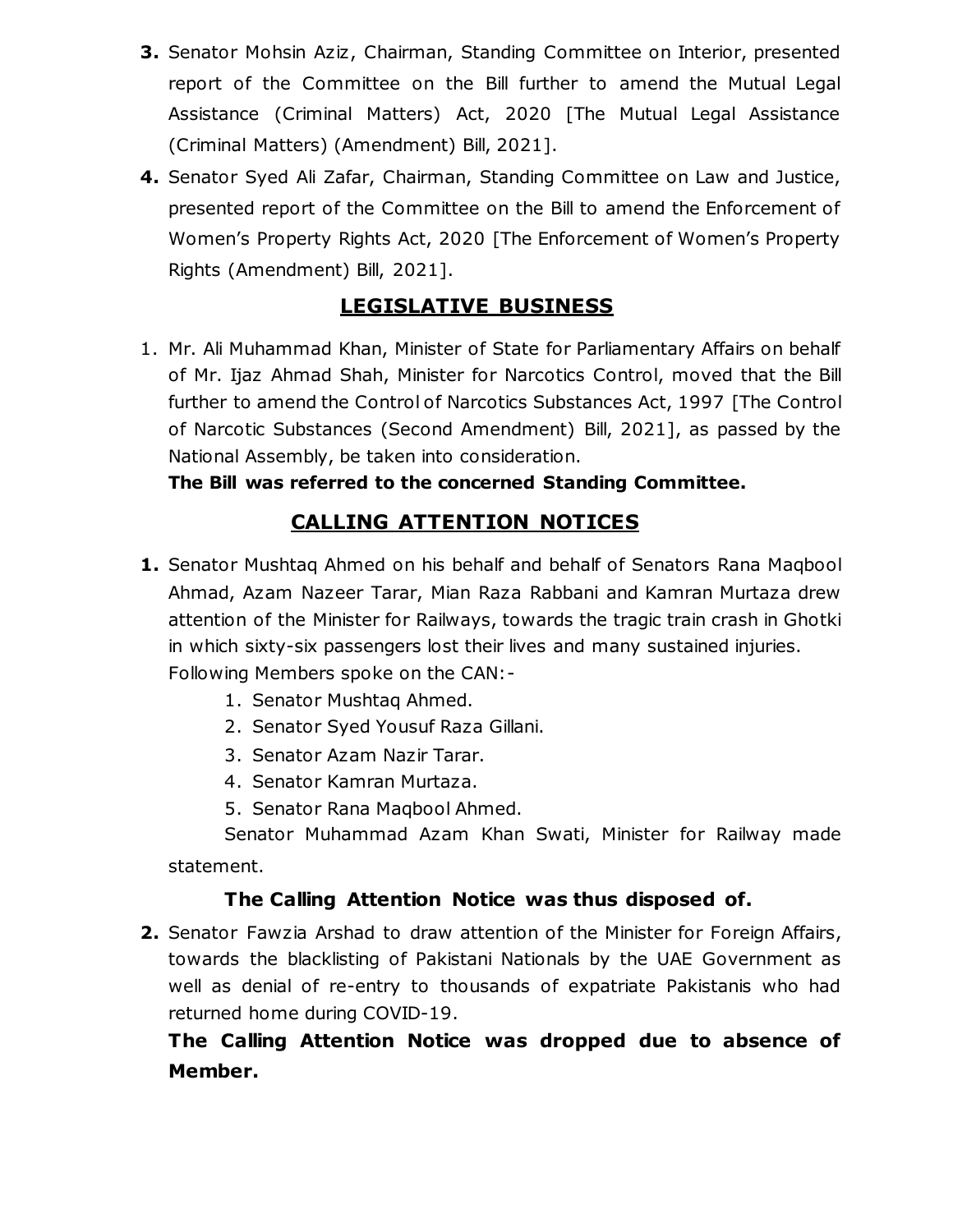**3.** Senator Mohsin Aziz, Chairman, Standing Committee on Interior, presented report of the Committee on the Bill further to amend the Mutual Legal Assistance (Criminal Matters) Act, 2020 [The Mutual Legal Assistance (Criminal Matters) (Amendment) Bill, 2021].

**4.** Senator Syed Ali Zafar, Chairman, Standing Committee on Law and Justice, presented report of the Committee on the Bill to amend the Enforcement of Women's Property Rights Act, 2020 [The Enforcement of Women's Property Rights (Amendment) Bill, 2021].

## LEGISLATIVE BUSINESS

1. Mr. Ali Muhammad Khan, Minister of State for Parliamentary Affairs on behalf of Mr. Ijaz Ahmad Shah, Minister for Narcotics Control, moved that the Bill further to amend the Control of Narcotics Substances Act, 1997 [The Control of Narcotic Substances (Second Amendment) Bill, 2021], as passed by the National Assembly, be taken into consideration.
   **The Bill was referred to the concerned Standing Committee.**

## CALLING ATTENTION NOTICES

**1.** Senator Mushtaq Ahmed on his behalf and behalf of Senators Rana Maqbool Ahmad, Azam Nazeer Tarar, Mian Raza Rabbani and Kamran Murtaza drew attention of the Minister for Railways, towards the tragic train crash in Ghotki in which sixty-six passengers lost their lives and many sustained injuries.
Following Members spoke on the CAN:-

1. Senator Mushtaq Ahmed.
2. Senator Syed Yousuf Raza Gillani.
3. Senator Azam Nazir Tarar.
4. Senator Kamran Murtaza.
5. Senator Rana Maqbool Ahmed.

Senator Muhammad Azam Khan Swati, Minister for Railway made statement.

**The Calling Attention Notice was thus disposed of.**

**2.** Senator Fawzia Arshad to draw attention of the Minister for Foreign Affairs, towards the blacklisting of Pakistani Nationals by the UAE Government as well as denial of re-entry to thousands of expatriate Pakistanis who had returned home during COVID-19.

**The Calling Attention Notice was dropped due to absence of Member.**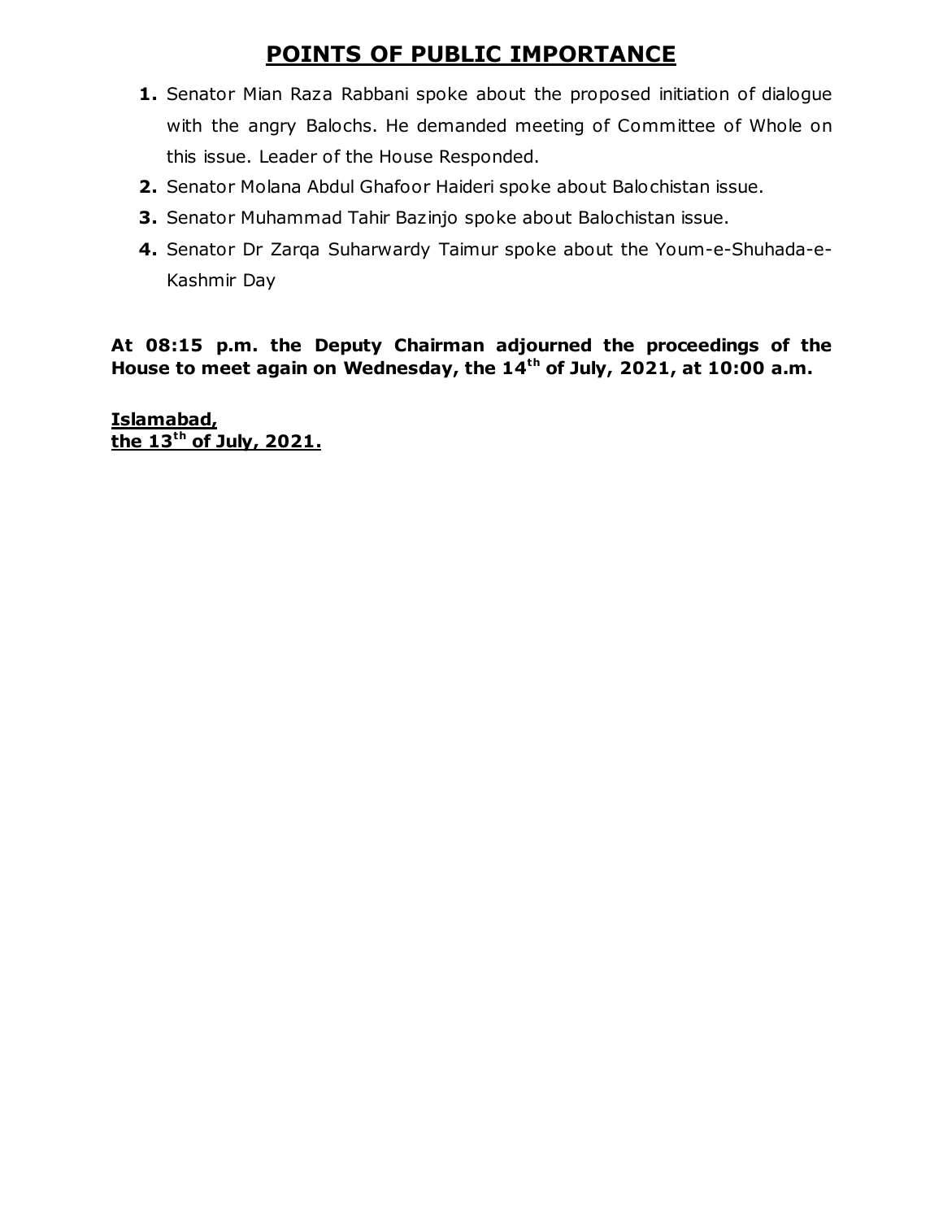# POINTS OF PUBLIC IMPORTANCE

1. Senator Mian Raza Rabbani spoke about the proposed initiation of dialogue with the angry Balochs. He demanded meeting of Committee of Whole on this issue. Leader of the House Responded.
2. Senator Molana Abdul Ghafoor Haideri spoke about Balochistan issue.
3. Senator Muhammad Tahir Bazinjo spoke about Balochistan issue.
4. Senator Dr Zarqa Suharwardy Taimur spoke about the Youm-e-Shuhada-e-Kashmir Day

**At 08:15 p.m. the Deputy Chairman adjourned the proceedings of the House to meet again on Wednesday, the 14th of July, 2021, at 10:00 a.m.**

**Islamabad,**
**the 13th of July, 2021.**